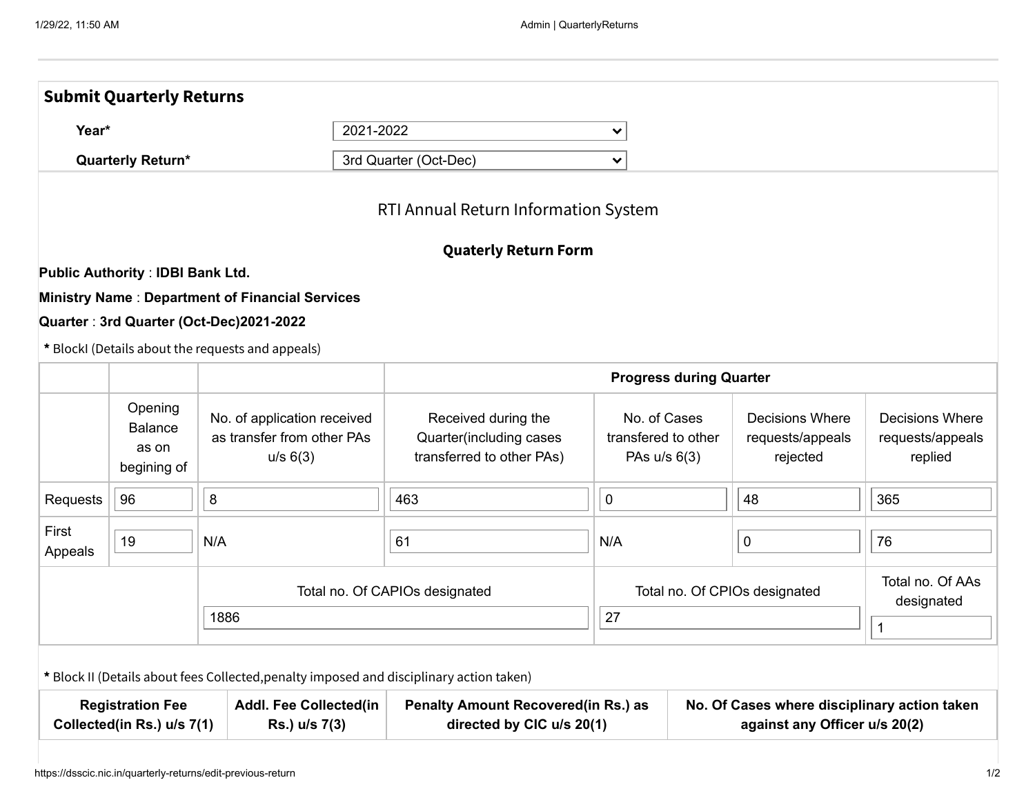## Submit Quarterly Returns

**Year*** 2021-2022

**Quarterly Return*** 3rd Quarter (Oct-Dec)

RTI Annual Return Information System

**Quaterly Return Form**

**Public Authority** : **IDBI Bank Ltd.**

**Ministry Name** : **Department of Financial Services**

**Quarter** : **3rd Quarter (Oct-Dec)2021-2022**

**\*** BlockI (Details about the requests and appeals)

| | | | Progress during Quarter | | | |
|---|---|---|---|---|---|---|
| | Opening Balance as on begining of | No. of application received as transfer from other PAs u/s 6(3) | Received during the Quarter(including cases transferred to other PAs) | No. of Cases transfered to other PAs u/s 6(3) | Decisions Where requests/appeals rejected | Decisions Where requests/appeals replied |
| Requests | 96 | 8 | 463 | 0 | 48 | 365 |
| First Appeals | 19 | N/A | 61 | N/A | 0 | 76 |
| | | Total no. Of CAPIOs designated | | Total no. Of CPIOs designated | | Total no. Of AAs designated |
| | | 1886 | | 27 | | 1 |

**\*** Block II (Details about fees Collected,penalty imposed and disciplinary action taken)

| Registration Fee Collected(in Rs.) u/s 7(1) | Addl. Fee Collected(in Rs.) u/s 7(3) | Penalty Amount Recovered(in Rs.) as directed by CIC u/s 20(1) | No. Of Cases where disciplinary action taken against any Officer u/s 20(2) |
|---|---|---|---|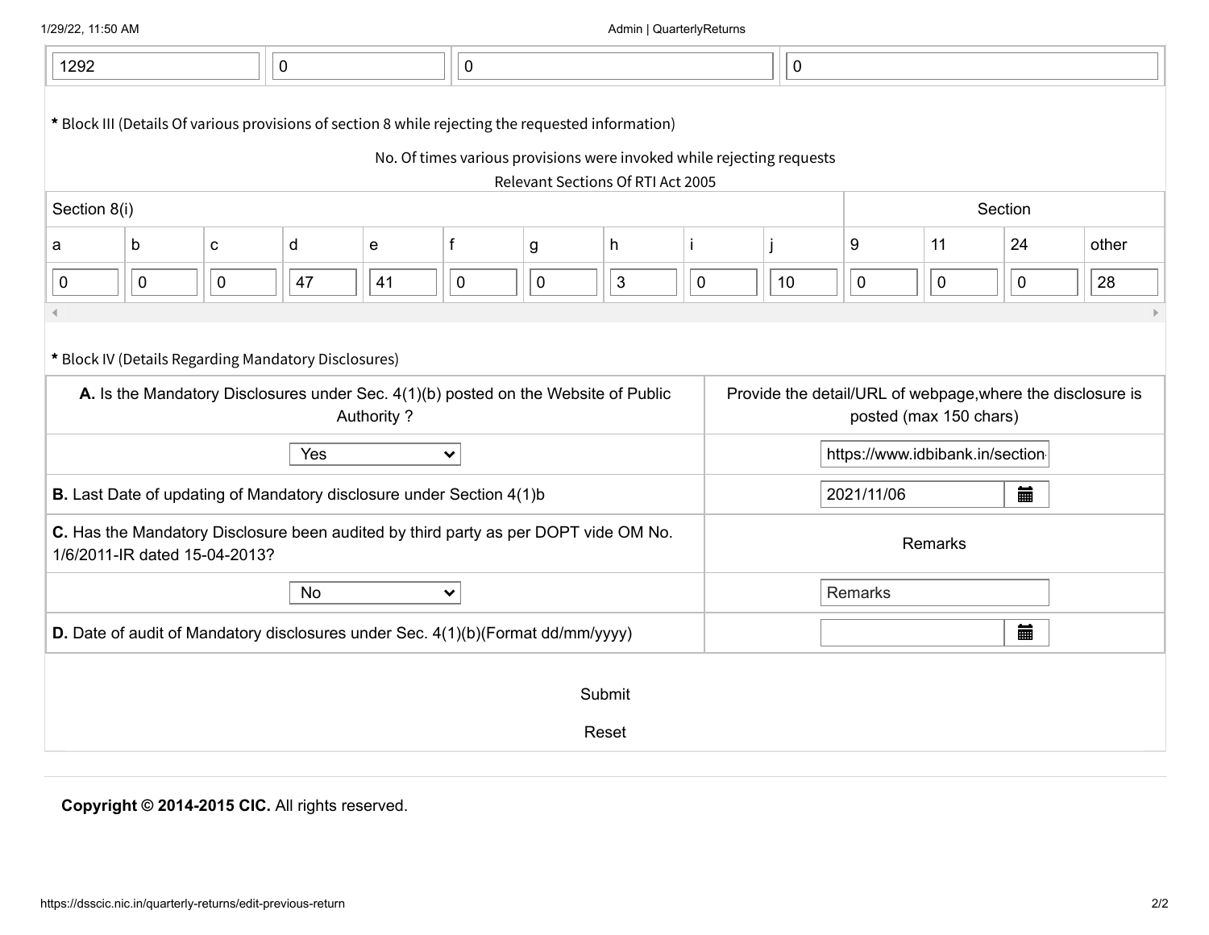| | | | |
|---|---|---|---|
| 1292 | 0 | 0 | 0 |

**\*** Block III (Details Of various provisions of section 8 while rejecting the requested information)

No. Of times various provisions were invoked while rejecting requests
Relevant Sections Of RTI Act 2005

| Section 8(i) | | | | | | | | | | Section | | | |
|---|---|---|---|---|---|---|---|---|---|---|---|---|---|
| a | b | c | d | e | f | g | h | i | j | 9 | 11 | 24 | other |
| 0 | 0 | 0 | 47 | 41 | 0 | 0 | 3 | 0 | 10 | 0 | 0 | 0 | 28 |

**\*** Block IV (Details Regarding Mandatory Disclosures)

| **A.** Is the Mandatory Disclosures under Sec. 4(1)(b) posted on the Website of Public Authority ? | Provide the detail/URL of webpage,where the disclosure is posted (max 150 chars) |
|---|---|
| Yes | https://www.idbibank.in/section |
| **B.** Last Date of updating of Mandatory disclosure under Section 4(1)b | 2021/11/06 |
| **C.** Has the Mandatory Disclosure been audited by third party as per DOPT vide OM No. 1/6/2011-IR dated 15-04-2013? | Remarks |
| No | Remarks |
| **D.** Date of audit of Mandatory disclosures under Sec. 4(1)(b)(Format dd/mm/yyyy) | |

Submit

Reset

**Copyright © 2014-2015 CIC.** All rights reserved.